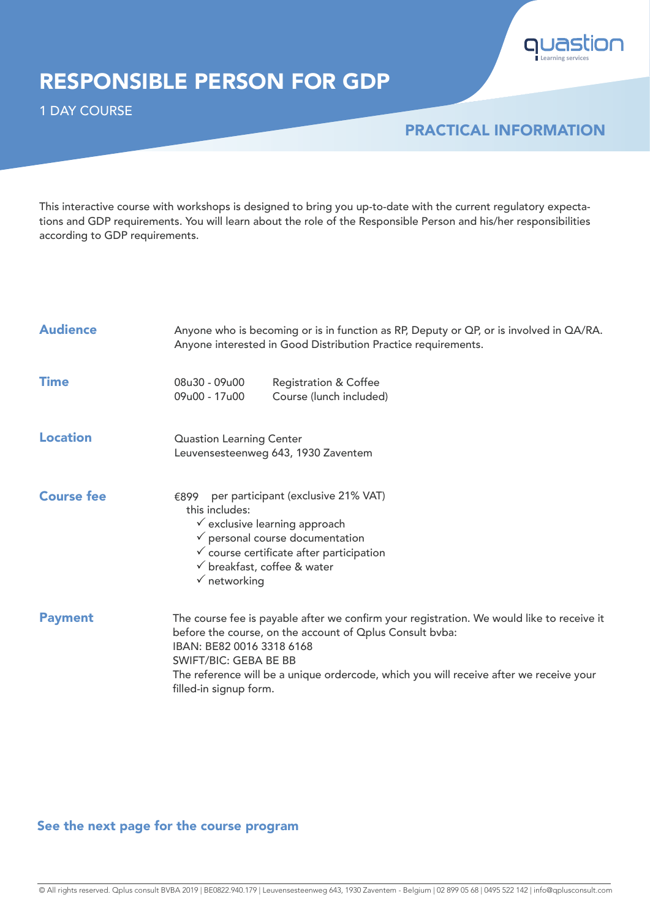# RESPONSIBLE PERSON FOR GDP

1 DAY COURSE

## PRACTICAL INFORMATION

This interactive course with workshops is designed to bring you up-to-date with the current regulatory expectations and GDP requirements. You will learn about the role of the Responsible Person and his/her responsibilities according to GDP requirements.

### Audience

Anyone who is becoming or is in function as RP, Deputy or QP, or is involved in QA/RA.
Anyone interested in Good Distribution Practice requirements.

### Time

| | |
|---|---|
| 08u30 - 09u00 | Registration & Coffee |
| 09u00 - 17u00 | Course (lunch included) |

### Location

Quastion Learning Center
Leuvensesteenweg 643, 1930 Zaventem

### Course fee

€899 per participant (exclusive 21% VAT)
this includes:

- ✓ exclusive learning approach
- ✓ personal course documentation
- ✓ course certificate after participation
- ✓ breakfast, coffee & water
- ✓ networking

### Payment

The course fee is payable after we confirm your registration. We would like to receive it before the course, on the account of Qplus Consult bvba:
IBAN: BE82 0016 3318 6168
SWIFT/BIC: GEBA BE BB
The reference will be a unique ordercode, which you will receive after we receive your filled-in signup form.

**See the next page for the course program**

© All rights reserved. Qplus consult BVBA 2019 | BE0822.940.179 | Leuvensesteenweg 643, 1930 Zaventem - Belgium | 02 899 05 68 | 0495 522 142 | info@qplusconsult.com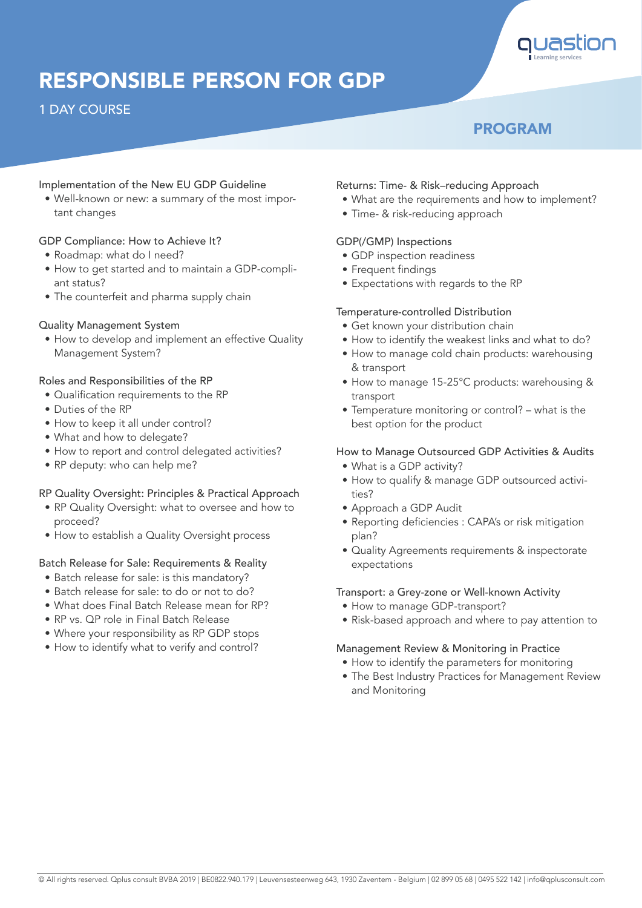# RESPONSIBLE PERSON FOR GDP

1 DAY COURSE

## PROGRAM

### Implementation of the New EU GDP Guideline

- Well-known or new: a summary of the most important changes

### GDP Compliance: How to Achieve It?

- Roadmap: what do I need?
- How to get started and to maintain a GDP-compliant status?
- The counterfeit and pharma supply chain

### Quality Management System

- How to develop and implement an effective Quality Management System?

### Roles and Responsibilities of the RP

- Qualification requirements to the RP
- Duties of the RP
- How to keep it all under control?
- What and how to delegate?
- How to report and control delegated activities?
- RP deputy: who can help me?

### RP Quality Oversight: Principles & Practical Approach

- RP Quality Oversight: what to oversee and how to proceed?
- How to establish a Quality Oversight process

### Batch Release for Sale: Requirements & Reality

- Batch release for sale: is this mandatory?
- Batch release for sale: to do or not to do?
- What does Final Batch Release mean for RP?
- RP vs. QP role in Final Batch Release
- Where your responsibility as RP GDP stops
- How to identify what to verify and control?

### Returns: Time- & Risk–reducing Approach

- What are the requirements and how to implement?
- Time- & risk-reducing approach

### GDP(/GMP) Inspections

- GDP inspection readiness
- Frequent findings
- Expectations with regards to the RP

### Temperature-controlled Distribution

- Get known your distribution chain
- How to identify the weakest links and what to do?
- How to manage cold chain products: warehousing & transport
- How to manage 15-25°C products: warehousing & transport
- Temperature monitoring or control? – what is the best option for the product

### How to Manage Outsourced GDP Activities & Audits

- What is a GDP activity?
- How to qualify & manage GDP outsourced activities?
- Approach a GDP Audit
- Reporting deficiencies : CAPA's or risk mitigation plan?
- Quality Agreements requirements & inspectorate expectations

### Transport: a Grey-zone or Well-known Activity

- How to manage GDP-transport?
- Risk-based approach and where to pay attention to

### Management Review & Monitoring in Practice

- How to identify the parameters for monitoring
- The Best Industry Practices for Management Review and Monitoring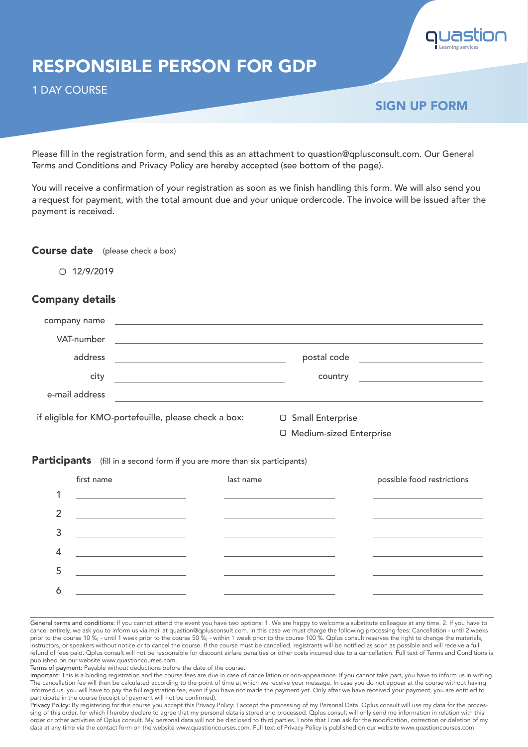quastion
Learning services

# RESPONSIBLE PERSON FOR GDP

1 DAY COURSE

## SIGN UP FORM

Please fill in the registration form, and send this as an attachment to quastion@qplusconsult.com. Our General Terms and Conditions and Privacy Policy are hereby accepted (see bottom of the page).

You will receive a confirmation of your registration as soon as we finish handling this form. We will also send you a request for payment, with the total amount due and your unique ordercode. The invoice will be issued after the payment is received.

### Course date (please check a box)

- ▢ 12/9/2019

### Company details

company name ______________________

VAT-number ______________________

address ______________________ postal code ______________________

city ______________________ country ______________________

e-mail address ______________________

if eligible for KMO-portefeuille, please check a box:

- ▢ Small Enterprise
- ▢ Medium-sized Enterprise

### Participants (fill in a second form if you are more than six participants)

| | first name | last name | possible food restrictions |
|---|---|---|---|
| 1 | | | |
| 2 | | | |
| 3 | | | |
| 4 | | | |
| 5 | | | |
| 6 | | | |

General terms and conditions: If you cannot attend the event you have two options: 1. We are happy to welcome a substitute colleague at any time. 2. If you have to cancel entirely, we ask you to inform us via mail at quastion@qplusconsult.com. In this case we must charge the following processing fees: Cancellation - until 2 weeks prior to the course 10 %; - until 1 week prior to the course 50 %; - within 1 week prior to the course 100 %. Qplus consult reserves the right to change the materials, instructors, or speakers without notice or to cancel the course. If the course must be cancelled, registrants will be notified as soon as possible and will receive a full refund of fees paid. Qplus consult will not be responsible for discount airfare penalties or other costs incurred due to a cancellation. Full text of Terms and Conditions is published on our website www.quastioncourses.com.

Terms of payment: Payable without deductions before the date of the course.

Important: This is a binding registration and the course fees are due in case of cancellation or non-appearance. If you cannot take part, you have to inform us in writing. The cancellation fee will then be calculated according to the point of time at which we receive your message. In case you do not appear at the course without having informed us, you will have to pay the full registration fee, even if you have not made the payment yet. Only after we have received your payment, you are entitled to participate in the course (receipt of payment will not be confirmed).

Privacy Policy: By registering for this course you accept this Privacy Policy: I accept the processing of my Personal Data. Qplus consult will use my data for the processing of this order, for which I hereby declare to agree that my personal data is stored and processed. Qplus consult will only send me information in relation with this order or other activities of Qplus consult. My personal data will not be disclosed to third parties. I note that I can ask for the modification, correction or deletion of my data at any time via the contact form on the website www.quastioncourses.com. Full text of Privacy Policy is published on our website www.quastioncourses.com.